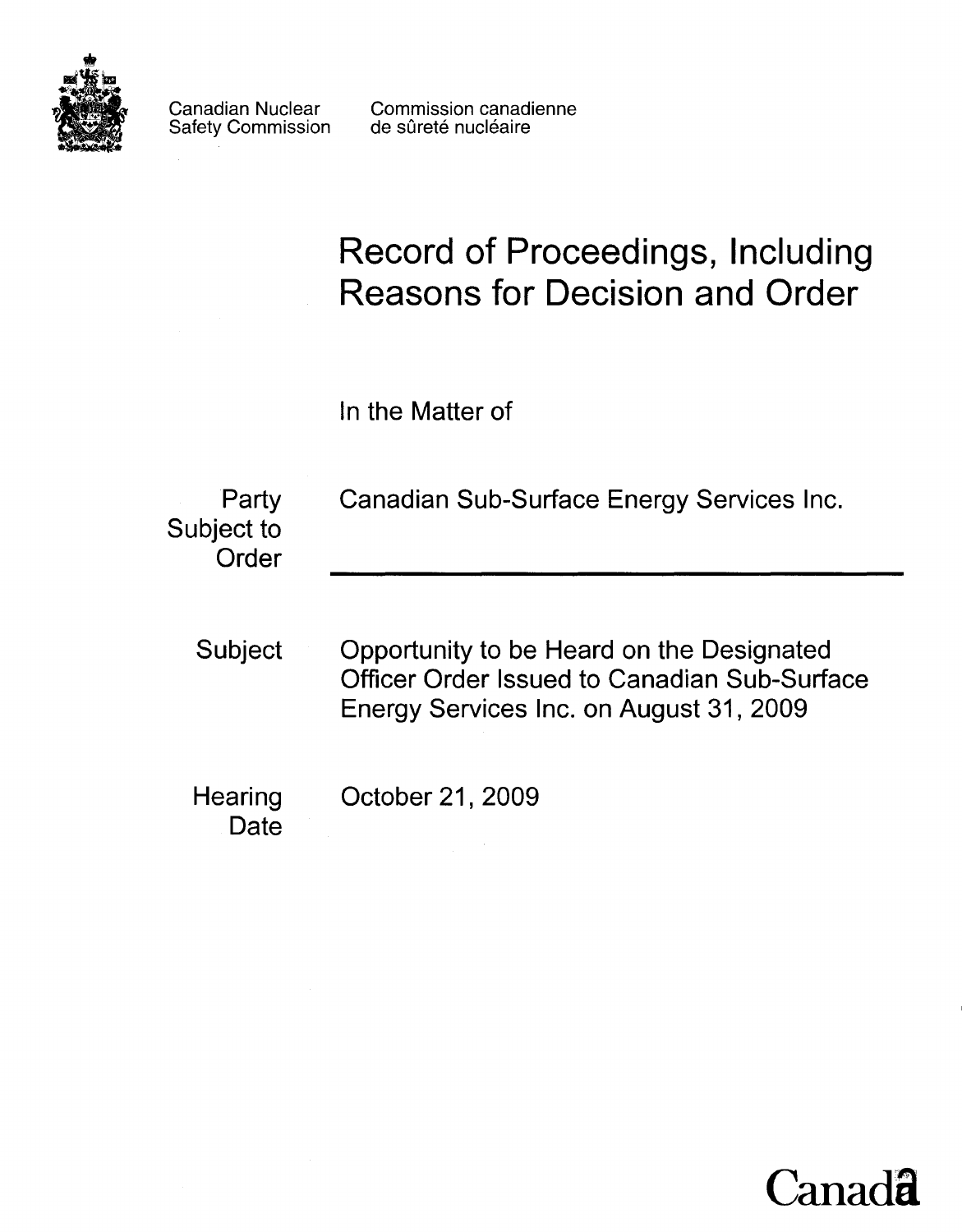Canadian Nuclear Safety Commission

Commission canadienne de sûreté nucléaire

# Record of Proceedings, Including Reasons for Decision and Order

In the Matter of

| | |
|---|---|
| Party Subject to Order | Canadian Sub-Surface Energy Services Inc. |
| Subject | Opportunity to be Heard on the Designated Officer Order Issued to Canadian Sub-Surface Energy Services Inc. on August 31, 2009 |
| Hearing Date | October 21, 2009 |

Canada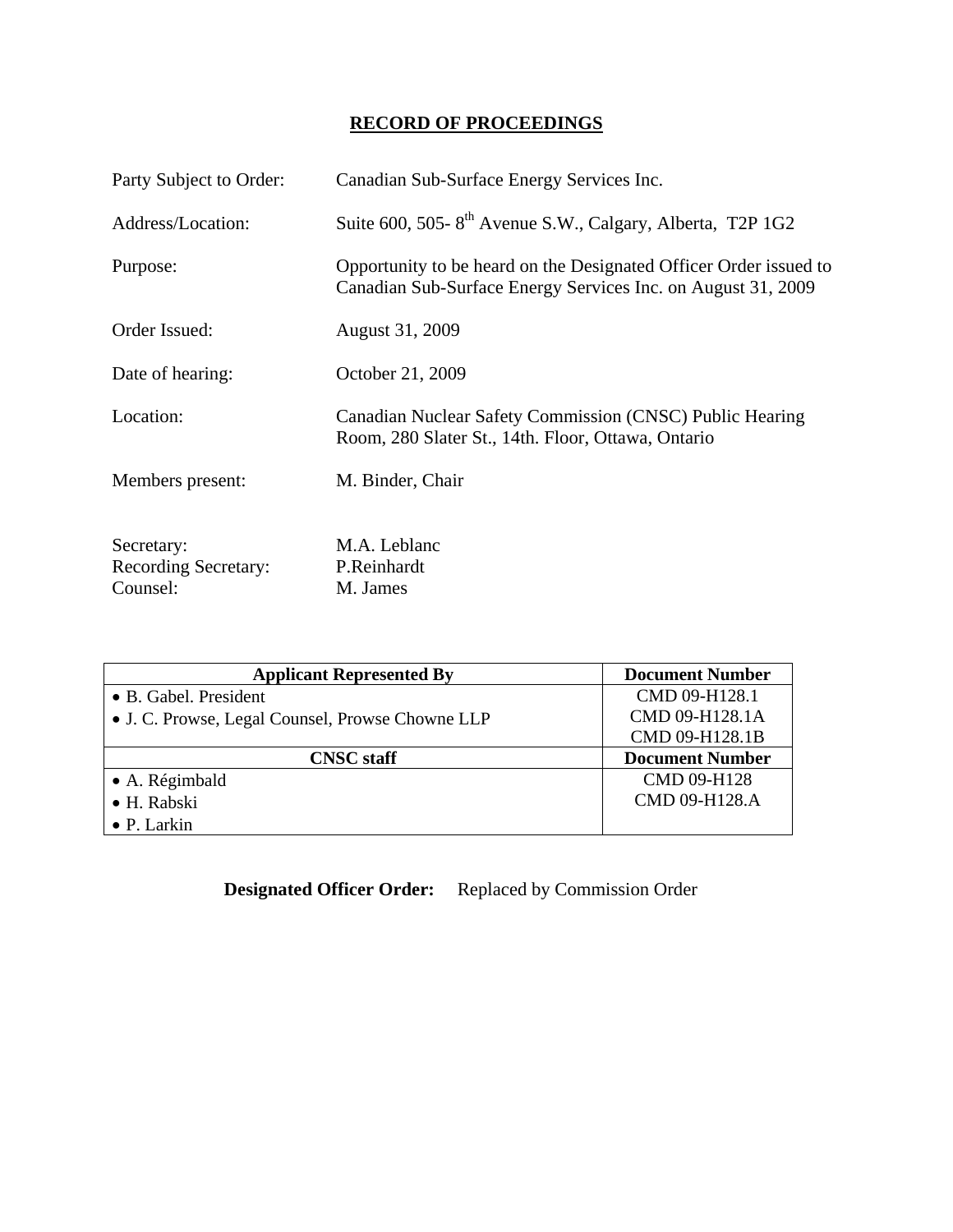# RECORD OF PROCEEDINGS

Party Subject to Order: Canadian Sub-Surface Energy Services Inc.

Address/Location: Suite 600, 505- 8th Avenue S.W., Calgary, Alberta, T2P 1G2

Purpose: Opportunity to be heard on the Designated Officer Order issued to Canadian Sub-Surface Energy Services Inc. on August 31, 2009

Order Issued: August 31, 2009

Date of hearing: October 21, 2009

Location: Canadian Nuclear Safety Commission (CNSC) Public Hearing Room, 280 Slater St., 14th. Floor, Ottawa, Ontario

Members present: M. Binder, Chair

Secretary: M.A. Leblanc
Recording Secretary: P.Reinhardt
Counsel: M. James

| Applicant Represented By | Document Number |
|---|---|
| • B. Gabel. President<br>• J. C. Prowse, Legal Counsel, Prowse Chowne LLP | CMD 09-H128.1<br>CMD 09-H128.1A<br>CMD 09-H128.1B |
| **CNSC staff** | **Document Number** |
| • A. Régimbald<br>• H. Rabski<br>• P. Larkin | CMD 09-H128<br>CMD 09-H128.A |

**Designated Officer Order:** Replaced by Commission Order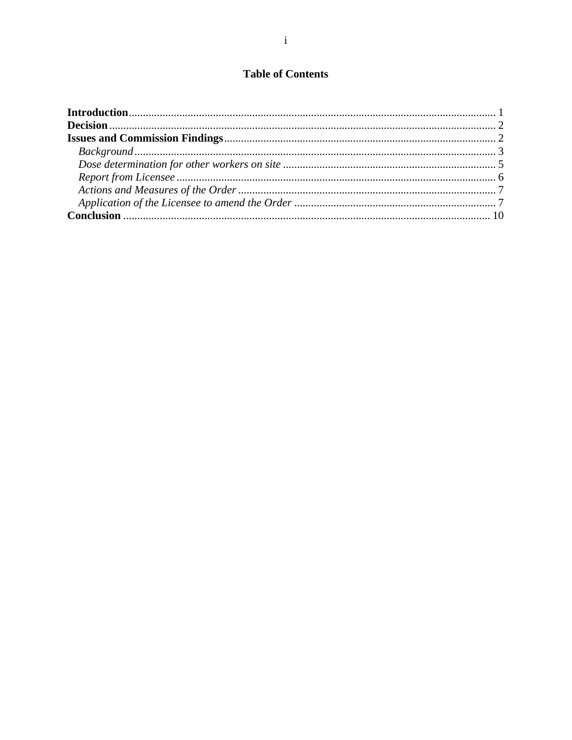# Table of Contents

**Introduction** .......... 1
**Decision** .......... 2
**Issues and Commission Findings** .......... 2
- *Background* .......... 3
- *Dose determination for other workers on site* .......... 5
- *Report from Licensee* .......... 6
- *Actions and Measures of the Order* .......... 7
- *Application of the Licensee to amend the Order* .......... 7

**Conclusion** .......... 10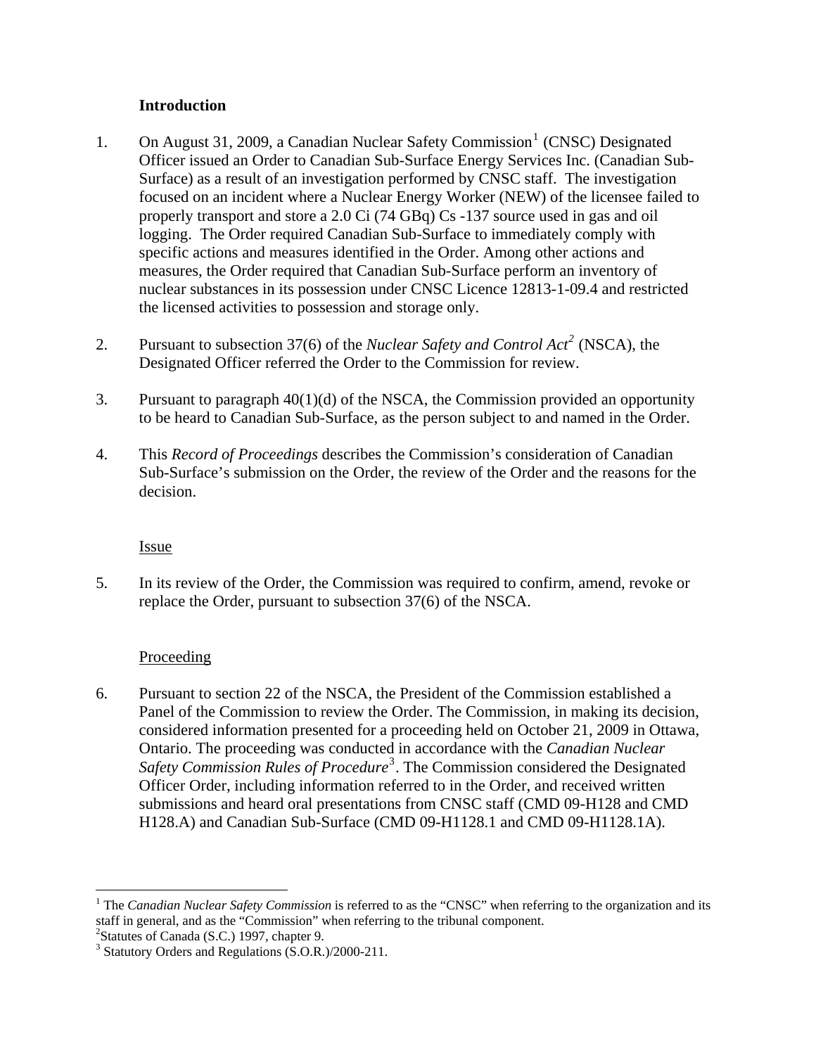## Introduction

1. On August 31, 2009, a Canadian Nuclear Safety Commission[1] (CNSC) Designated Officer issued an Order to Canadian Sub-Surface Energy Services Inc. (Canadian Sub-Surface) as a result of an investigation performed by CNSC staff. The investigation focused on an incident where a Nuclear Energy Worker (NEW) of the licensee failed to properly transport and store a 2.0 Ci (74 GBq) Cs -137 source used in gas and oil logging. The Order required Canadian Sub-Surface to immediately comply with specific actions and measures identified in the Order. Among other actions and measures, the Order required that Canadian Sub-Surface perform an inventory of nuclear substances in its possession under CNSC Licence 12813-1-09.4 and restricted the licensed activities to possession and storage only.

2. Pursuant to subsection 37(6) of the *Nuclear Safety and Control Act*[2] (NSCA), the Designated Officer referred the Order to the Commission for review.

3. Pursuant to paragraph 40(1)(d) of the NSCA, the Commission provided an opportunity to be heard to Canadian Sub-Surface, as the person subject to and named in the Order.

4. This *Record of Proceedings* describes the Commission's consideration of Canadian Sub-Surface's submission on the Order, the review of the Order and the reasons for the decision.

### Issue

5. In its review of the Order, the Commission was required to confirm, amend, revoke or replace the Order, pursuant to subsection 37(6) of the NSCA.

### Proceeding

6. Pursuant to section 22 of the NSCA, the President of the Commission established a Panel of the Commission to review the Order. The Commission, in making its decision, considered information presented for a proceeding held on October 21, 2009 in Ottawa, Ontario. The proceeding was conducted in accordance with the *Canadian Nuclear Safety Commission Rules of Procedure*[3]. The Commission considered the Designated Officer Order, including information referred to in the Order, and received written submissions and heard oral presentations from CNSC staff (CMD 09-H128 and CMD H128.A) and Canadian Sub-Surface (CMD 09-H1128.1 and CMD 09-H1128.1A).

---

[1] The *Canadian Nuclear Safety Commission* is referred to as the "CNSC" when referring to the organization and its staff in general, and as the "Commission" when referring to the tribunal component.

[2] Statutes of Canada (S.C.) 1997, chapter 9.

[3] Statutory Orders and Regulations (S.O.R.)/2000-211.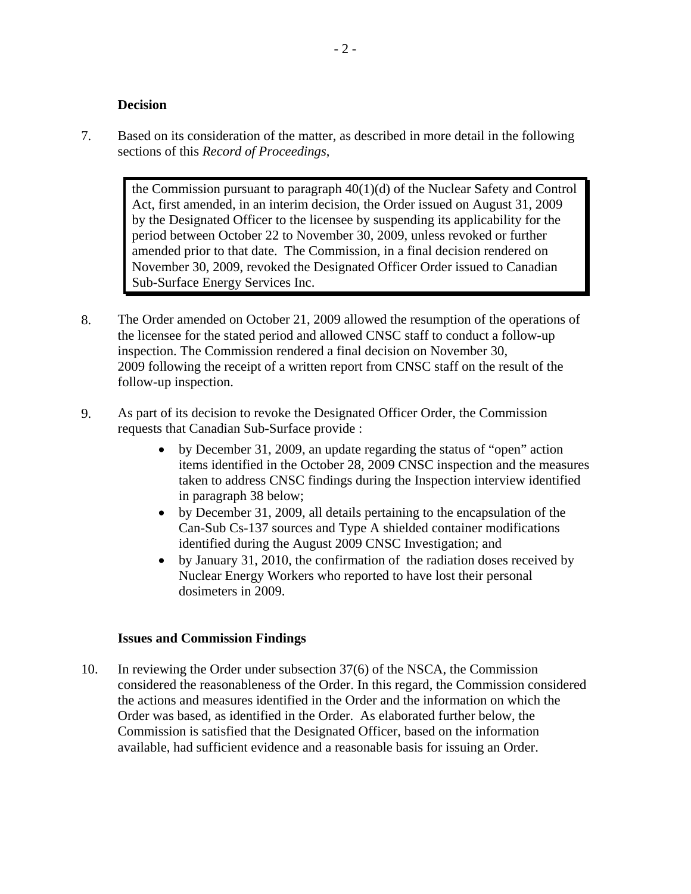### Decision

7. Based on its consideration of the matter, as described in more detail in the following sections of this *Record of Proceedings*,

> the Commission pursuant to paragraph 40(1)(d) of the Nuclear Safety and Control Act, first amended, in an interim decision, the Order issued on August 31, 2009 by the Designated Officer to the licensee by suspending its applicability for the period between October 22 to November 30, 2009, unless revoked or further amended prior to that date. The Commission, in a final decision rendered on November 30, 2009, revoked the Designated Officer Order issued to Canadian Sub-Surface Energy Services Inc.

8. The Order amended on October 21, 2009 allowed the resumption of the operations of the licensee for the stated period and allowed CNSC staff to conduct a follow-up inspection. The Commission rendered a final decision on November 30, 2009 following the receipt of a written report from CNSC staff on the result of the follow-up inspection.

9. As part of its decision to revoke the Designated Officer Order, the Commission requests that Canadian Sub-Surface provide :
   - by December 31, 2009, an update regarding the status of "open" action items identified in the October 28, 2009 CNSC inspection and the measures taken to address CNSC findings during the Inspection interview identified in paragraph 38 below;
   - by December 31, 2009, all details pertaining to the encapsulation of the Can-Sub Cs-137 sources and Type A shielded container modifications identified during the August 2009 CNSC Investigation; and
   - by January 31, 2010, the confirmation of the radiation doses received by Nuclear Energy Workers who reported to have lost their personal dosimeters in 2009.

### Issues and Commission Findings

10. In reviewing the Order under subsection 37(6) of the NSCA, the Commission considered the reasonableness of the Order. In this regard, the Commission considered the actions and measures identified in the Order and the information on which the Order was based, as identified in the Order. As elaborated further below, the Commission is satisfied that the Designated Officer, based on the information available, had sufficient evidence and a reasonable basis for issuing an Order.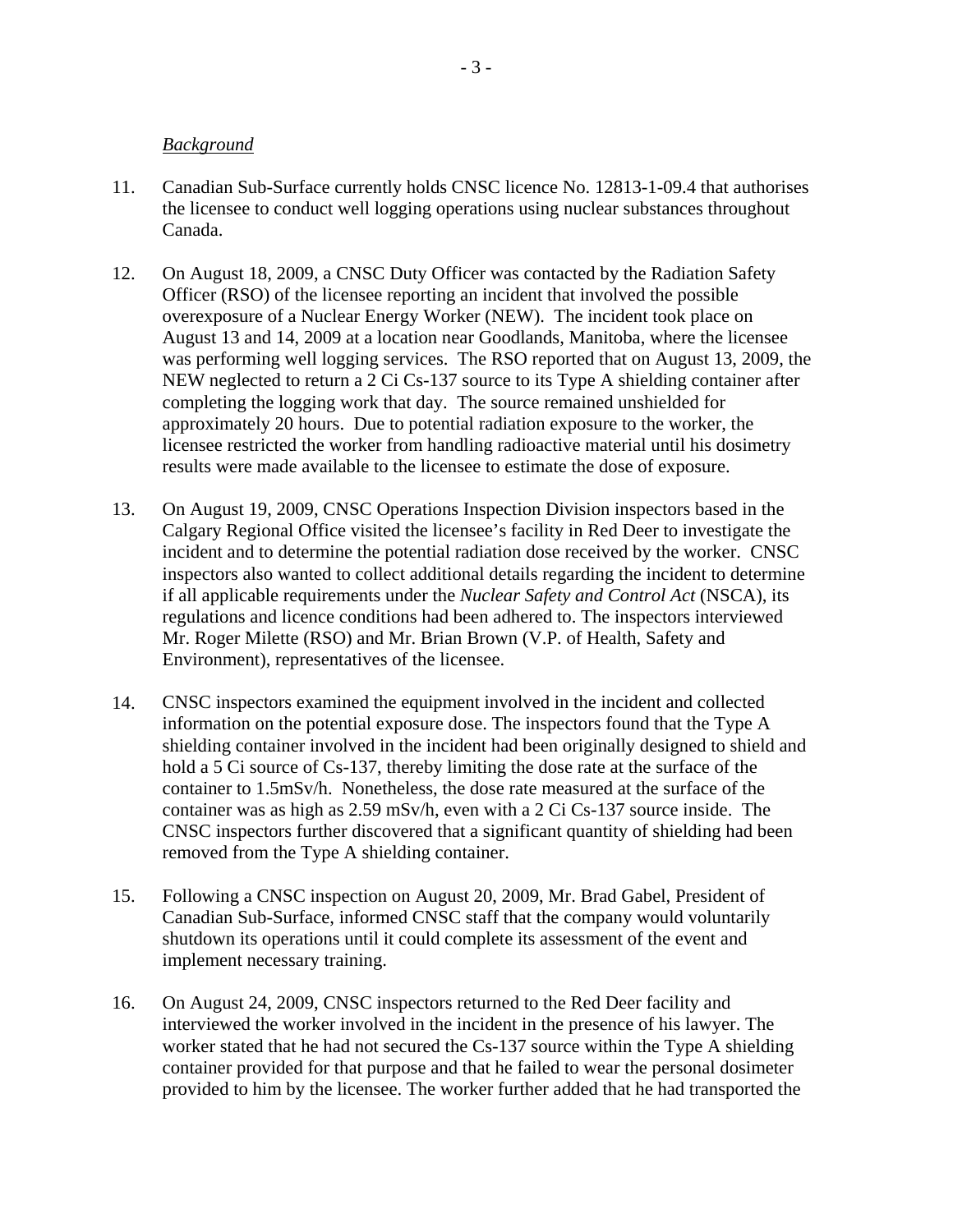*Background*

11. Canadian Sub-Surface currently holds CNSC licence No. 12813-1-09.4 that authorises the licensee to conduct well logging operations using nuclear substances throughout Canada.

12. On August 18, 2009, a CNSC Duty Officer was contacted by the Radiation Safety Officer (RSO) of the licensee reporting an incident that involved the possible overexposure of a Nuclear Energy Worker (NEW). The incident took place on August 13 and 14, 2009 at a location near Goodlands, Manitoba, where the licensee was performing well logging services. The RSO reported that on August 13, 2009, the NEW neglected to return a 2 Ci Cs-137 source to its Type A shielding container after completing the logging work that day. The source remained unshielded for approximately 20 hours. Due to potential radiation exposure to the worker, the licensee restricted the worker from handling radioactive material until his dosimetry results were made available to the licensee to estimate the dose of exposure.

13. On August 19, 2009, CNSC Operations Inspection Division inspectors based in the Calgary Regional Office visited the licensee's facility in Red Deer to investigate the incident and to determine the potential radiation dose received by the worker. CNSC inspectors also wanted to collect additional details regarding the incident to determine if all applicable requirements under the *Nuclear Safety and Control Act* (NSCA), its regulations and licence conditions had been adhered to. The inspectors interviewed Mr. Roger Milette (RSO) and Mr. Brian Brown (V.P. of Health, Safety and Environment), representatives of the licensee.

14. CNSC inspectors examined the equipment involved in the incident and collected information on the potential exposure dose. The inspectors found that the Type A shielding container involved in the incident had been originally designed to shield and hold a 5 Ci source of Cs-137, thereby limiting the dose rate at the surface of the container to 1.5mSv/h. Nonetheless, the dose rate measured at the surface of the container was as high as 2.59 mSv/h, even with a 2 Ci Cs-137 source inside. The CNSC inspectors further discovered that a significant quantity of shielding had been removed from the Type A shielding container.

15. Following a CNSC inspection on August 20, 2009, Mr. Brad Gabel, President of Canadian Sub-Surface, informed CNSC staff that the company would voluntarily shutdown its operations until it could complete its assessment of the event and implement necessary training.

16. On August 24, 2009, CNSC inspectors returned to the Red Deer facility and interviewed the worker involved in the incident in the presence of his lawyer. The worker stated that he had not secured the Cs-137 source within the Type A shielding container provided for that purpose and that he failed to wear the personal dosimeter provided to him by the licensee. The worker further added that he had transported the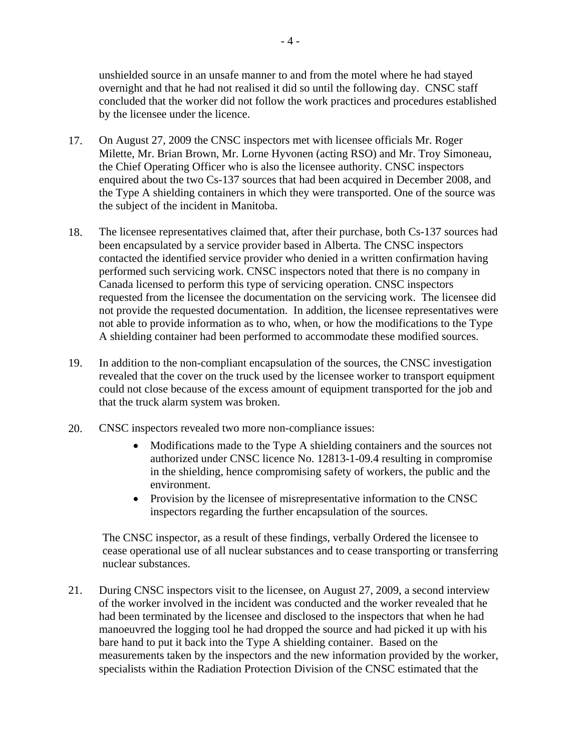unshielded source in an unsafe manner to and from the motel where he had stayed overnight and that he had not realised it did so until the following day. CNSC staff concluded that the worker did not follow the work practices and procedures established by the licensee under the licence.

17. On August 27, 2009 the CNSC inspectors met with licensee officials Mr. Roger Milette, Mr. Brian Brown, Mr. Lorne Hyvonen (acting RSO) and Mr. Troy Simoneau, the Chief Operating Officer who is also the licensee authority. CNSC inspectors enquired about the two Cs-137 sources that had been acquired in December 2008, and the Type A shielding containers in which they were transported. One of the source was the subject of the incident in Manitoba.

18. The licensee representatives claimed that, after their purchase, both Cs-137 sources had been encapsulated by a service provider based in Alberta. The CNSC inspectors contacted the identified service provider who denied in a written confirmation having performed such servicing work. CNSC inspectors noted that there is no company in Canada licensed to perform this type of servicing operation. CNSC inspectors requested from the licensee the documentation on the servicing work. The licensee did not provide the requested documentation. In addition, the licensee representatives were not able to provide information as to who, when, or how the modifications to the Type A shielding container had been performed to accommodate these modified sources.

19. In addition to the non-compliant encapsulation of the sources, the CNSC investigation revealed that the cover on the truck used by the licensee worker to transport equipment could not close because of the excess amount of equipment transported for the job and that the truck alarm system was broken.

20. CNSC inspectors revealed two more non-compliance issues:

    - Modifications made to the Type A shielding containers and the sources not authorized under CNSC licence No. 12813-1-09.4 resulting in compromise in the shielding, hence compromising safety of workers, the public and the environment.
    - Provision by the licensee of misrepresentative information to the CNSC inspectors regarding the further encapsulation of the sources.

    The CNSC inspector, as a result of these findings, verbally Ordered the licensee to cease operational use of all nuclear substances and to cease transporting or transferring nuclear substances.

21. During CNSC inspectors visit to the licensee, on August 27, 2009, a second interview of the worker involved in the incident was conducted and the worker revealed that he had been terminated by the licensee and disclosed to the inspectors that when he had manoeuvred the logging tool he had dropped the source and had picked it up with his bare hand to put it back into the Type A shielding container. Based on the measurements taken by the inspectors and the new information provided by the worker, specialists within the Radiation Protection Division of the CNSC estimated that the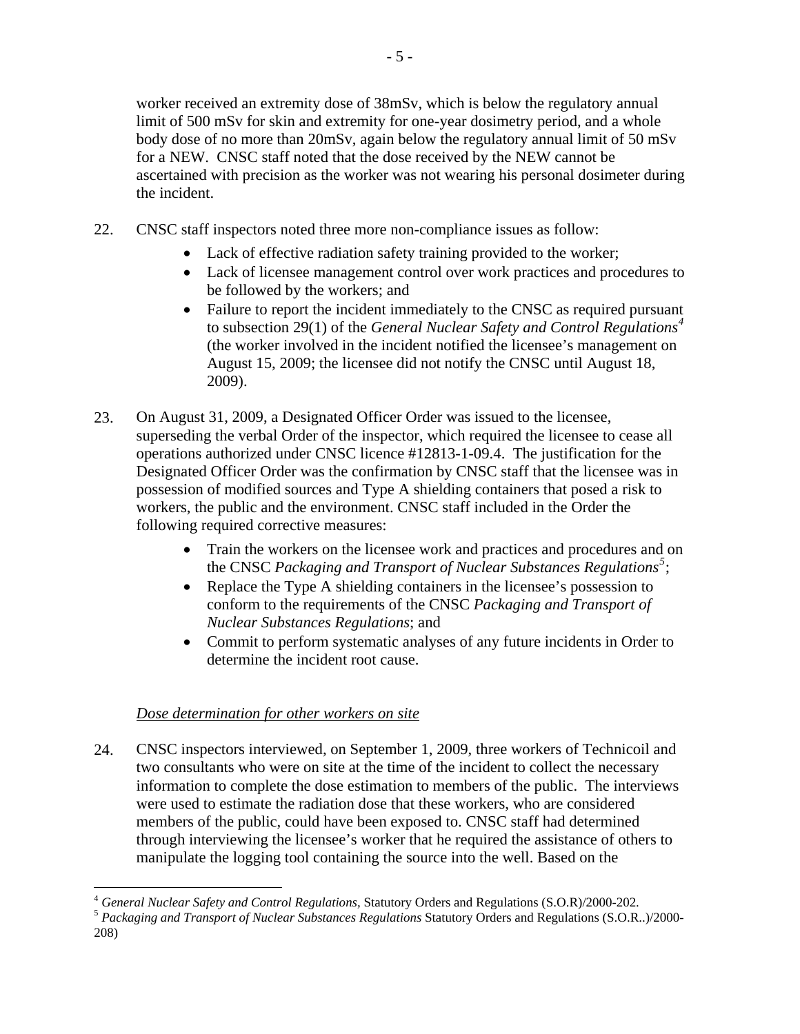worker received an extremity dose of 38mSv, which is below the regulatory annual limit of 500 mSv for skin and extremity for one-year dosimetry period, and a whole body dose of no more than 20mSv, again below the regulatory annual limit of 50 mSv for a NEW. CNSC staff noted that the dose received by the NEW cannot be ascertained with precision as the worker was not wearing his personal dosimeter during the incident.

22. CNSC staff inspectors noted three more non-compliance issues as follow:
    - Lack of effective radiation safety training provided to the worker;
    - Lack of licensee management control over work practices and procedures to be followed by the workers; and
    - Failure to report the incident immediately to the CNSC as required pursuant to subsection 29(1) of the *General Nuclear Safety and Control Regulations*[4] (the worker involved in the incident notified the licensee's management on August 15, 2009; the licensee did not notify the CNSC until August 18, 2009).

23. On August 31, 2009, a Designated Officer Order was issued to the licensee, superseding the verbal Order of the inspector, which required the licensee to cease all operations authorized under CNSC licence #12813-1-09.4. The justification for the Designated Officer Order was the confirmation by CNSC staff that the licensee was in possession of modified sources and Type A shielding containers that posed a risk to workers, the public and the environment. CNSC staff included in the Order the following required corrective measures:
    - Train the workers on the licensee work and practices and procedures and on the CNSC *Packaging and Transport of Nuclear Substances Regulations*[5];
    - Replace the Type A shielding containers in the licensee's possession to conform to the requirements of the CNSC *Packaging and Transport of Nuclear Substances Regulations*; and
    - Commit to perform systematic analyses of any future incidents in Order to determine the incident root cause.

*Dose determination for other workers on site*

24. CNSC inspectors interviewed, on September 1, 2009, three workers of Technicoil and two consultants who were on site at the time of the incident to collect the necessary information to complete the dose estimation to members of the public. The interviews were used to estimate the radiation dose that these workers, who are considered members of the public, could have been exposed to. CNSC staff had determined through interviewing the licensee's worker that he required the assistance of others to manipulate the logging tool containing the source into the well. Based on the

---

[4] *General Nuclear Safety and Control Regulations*, Statutory Orders and Regulations (S.O.R)/2000-202.

[5] *Packaging and Transport of Nuclear Substances Regulations* Statutory Orders and Regulations (S.O.R..)/2000-208)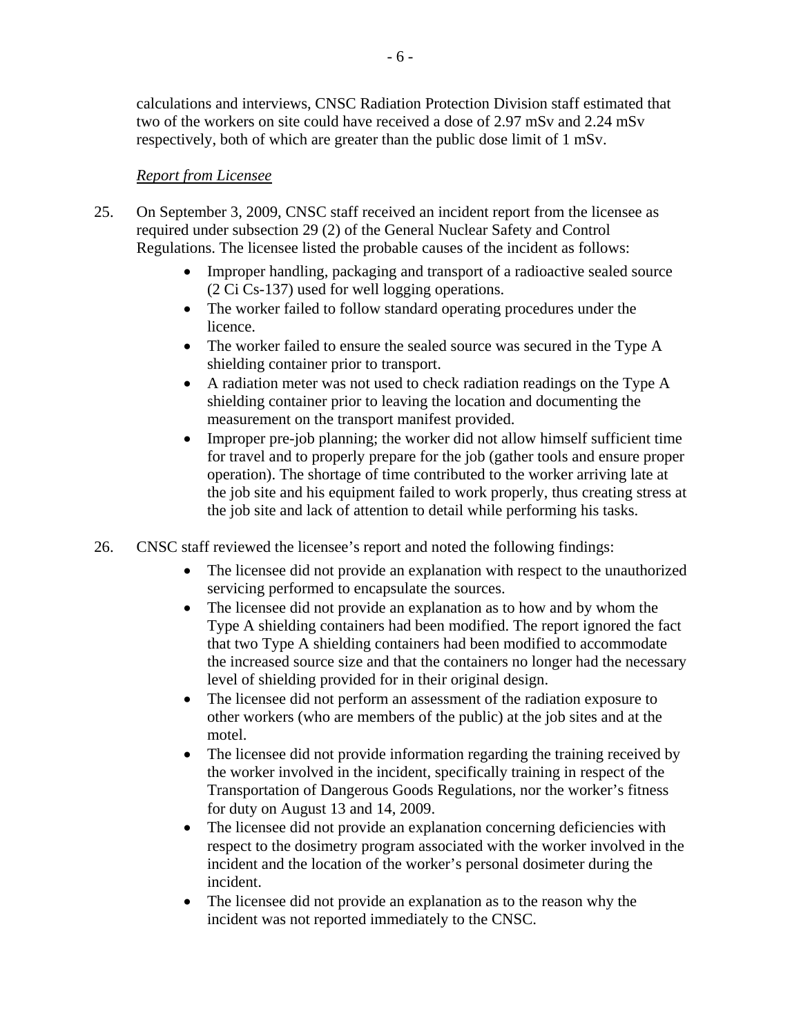calculations and interviews, CNSC Radiation Protection Division staff estimated that two of the workers on site could have received a dose of 2.97 mSv and 2.24 mSv respectively, both of which are greater than the public dose limit of 1 mSv.

*Report from Licensee*

25. On September 3, 2009, CNSC staff received an incident report from the licensee as required under subsection 29 (2) of the General Nuclear Safety and Control Regulations. The licensee listed the probable causes of the incident as follows:
    - Improper handling, packaging and transport of a radioactive sealed source (2 Ci Cs-137) used for well logging operations.
    - The worker failed to follow standard operating procedures under the licence.
    - The worker failed to ensure the sealed source was secured in the Type A shielding container prior to transport.
    - A radiation meter was not used to check radiation readings on the Type A shielding container prior to leaving the location and documenting the measurement on the transport manifest provided.
    - Improper pre-job planning; the worker did not allow himself sufficient time for travel and to properly prepare for the job (gather tools and ensure proper operation). The shortage of time contributed to the worker arriving late at the job site and his equipment failed to work properly, thus creating stress at the job site and lack of attention to detail while performing his tasks.

26. CNSC staff reviewed the licensee's report and noted the following findings:
    - The licensee did not provide an explanation with respect to the unauthorized servicing performed to encapsulate the sources.
    - The licensee did not provide an explanation as to how and by whom the Type A shielding containers had been modified. The report ignored the fact that two Type A shielding containers had been modified to accommodate the increased source size and that the containers no longer had the necessary level of shielding provided for in their original design.
    - The licensee did not perform an assessment of the radiation exposure to other workers (who are members of the public) at the job sites and at the motel.
    - The licensee did not provide information regarding the training received by the worker involved in the incident, specifically training in respect of the Transportation of Dangerous Goods Regulations, nor the worker's fitness for duty on August 13 and 14, 2009.
    - The licensee did not provide an explanation concerning deficiencies with respect to the dosimetry program associated with the worker involved in the incident and the location of the worker's personal dosimeter during the incident.
    - The licensee did not provide an explanation as to the reason why the incident was not reported immediately to the CNSC.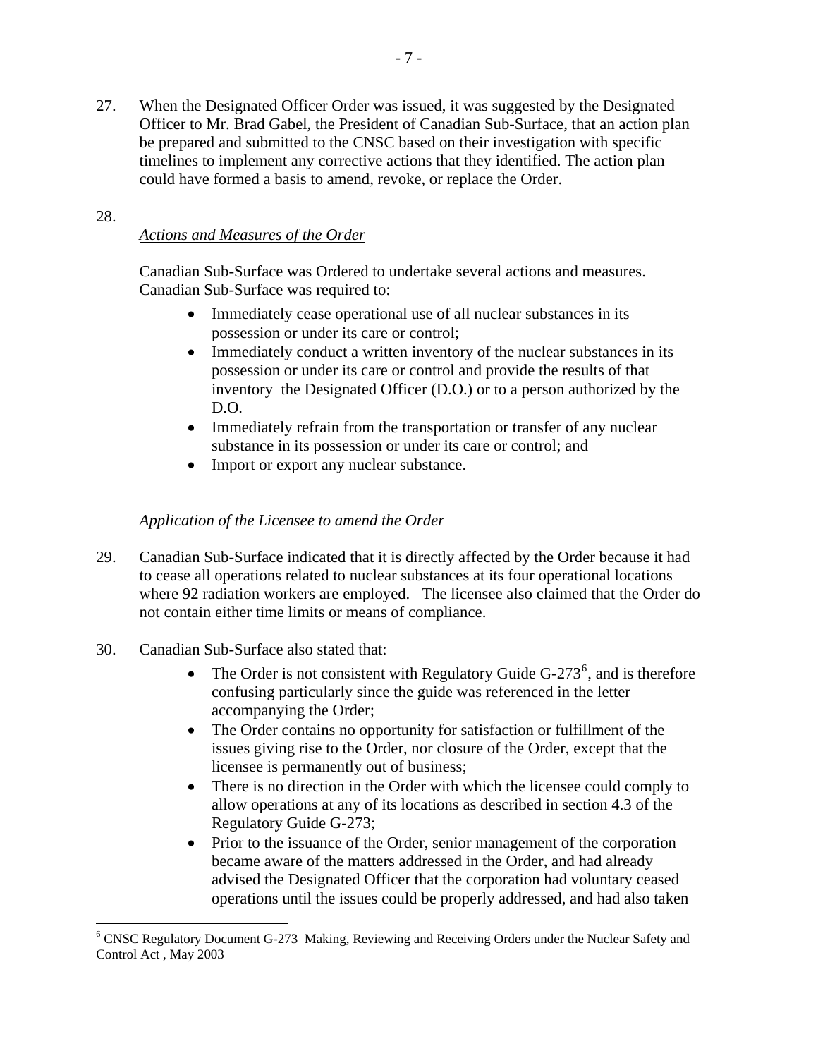27. When the Designated Officer Order was issued, it was suggested by the Designated Officer to Mr. Brad Gabel, the President of Canadian Sub-Surface, that an action plan be prepared and submitted to the CNSC based on their investigation with specific timelines to implement any corrective actions that they identified. The action plan could have formed a basis to amend, revoke, or replace the Order.

28.

*Actions and Measures of the Order*

Canadian Sub-Surface was Ordered to undertake several actions and measures. Canadian Sub-Surface was required to:

- Immediately cease operational use of all nuclear substances in its possession or under its care or control;
- Immediately conduct a written inventory of the nuclear substances in its possession or under its care or control and provide the results of that inventory the Designated Officer (D.O.) or to a person authorized by the D.O.
- Immediately refrain from the transportation or transfer of any nuclear substance in its possession or under its care or control; and
- Import or export any nuclear substance.

*Application of the Licensee to amend the Order*

29. Canadian Sub-Surface indicated that it is directly affected by the Order because it had to cease all operations related to nuclear substances at its four operational locations where 92 radiation workers are employed. The licensee also claimed that the Order do not contain either time limits or means of compliance.

30. Canadian Sub-Surface also stated that:

- The Order is not consistent with Regulatory Guide G-273[6], and is therefore confusing particularly since the guide was referenced in the letter accompanying the Order;
- The Order contains no opportunity for satisfaction or fulfillment of the issues giving rise to the Order, nor closure of the Order, except that the licensee is permanently out of business;
- There is no direction in the Order with which the licensee could comply to allow operations at any of its locations as described in section 4.3 of the Regulatory Guide G-273;
- Prior to the issuance of the Order, senior management of the corporation became aware of the matters addressed in the Order, and had already advised the Designated Officer that the corporation had voluntary ceased operations until the issues could be properly addressed, and had also taken

[6] CNSC Regulatory Document G-273 Making, Reviewing and Receiving Orders under the Nuclear Safety and Control Act , May 2003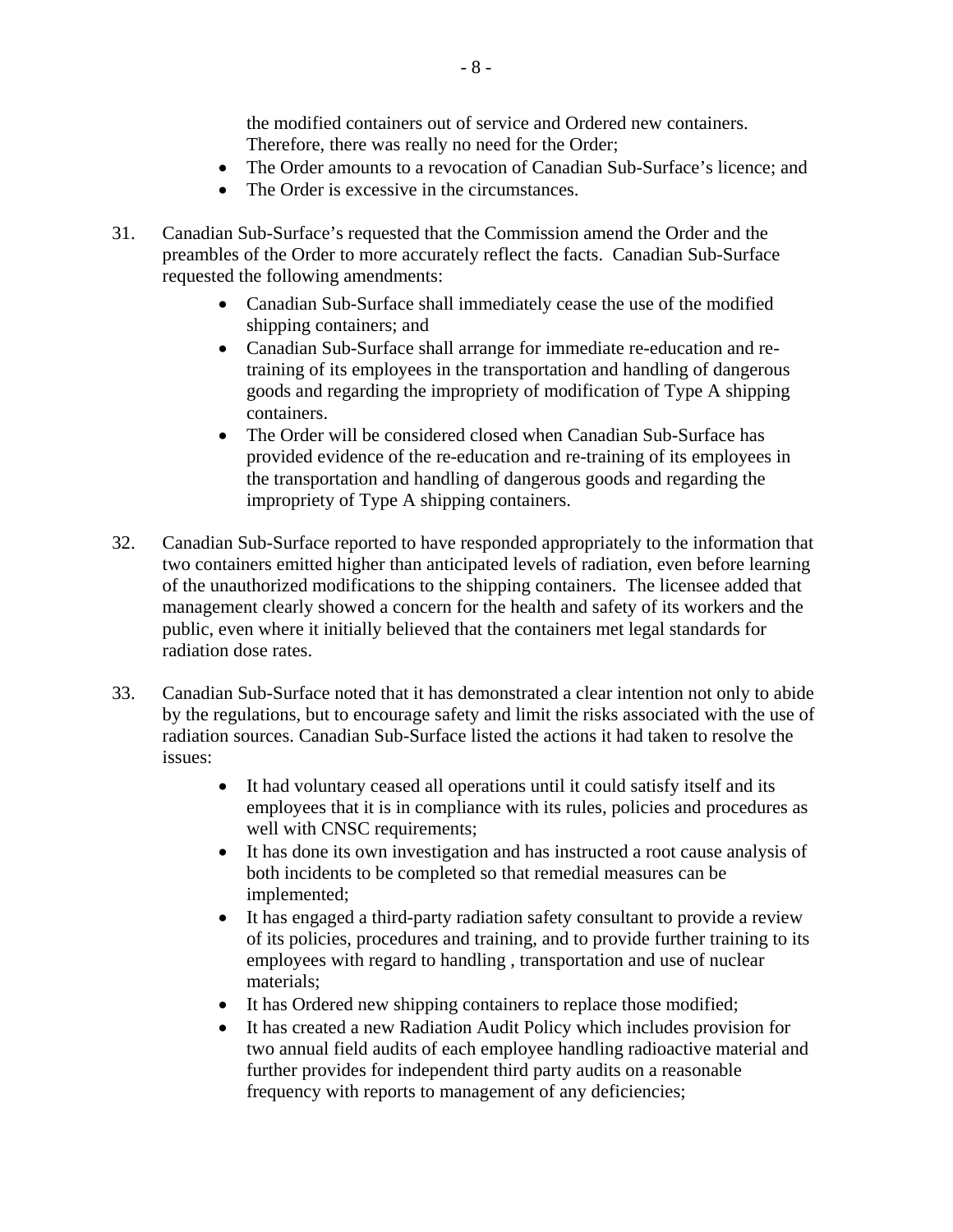the modified containers out of service and Ordered new containers. Therefore, there was really no need for the Order;

- The Order amounts to a revocation of Canadian Sub-Surface's licence; and
- The Order is excessive in the circumstances.

31. Canadian Sub-Surface's requested that the Commission amend the Order and the preambles of the Order to more accurately reflect the facts. Canadian Sub-Surface requested the following amendments:

    - Canadian Sub-Surface shall immediately cease the use of the modified shipping containers; and
    - Canadian Sub-Surface shall arrange for immediate re-education and re-training of its employees in the transportation and handling of dangerous goods and regarding the impropriety of modification of Type A shipping containers.
    - The Order will be considered closed when Canadian Sub-Surface has provided evidence of the re-education and re-training of its employees in the transportation and handling of dangerous goods and regarding the impropriety of Type A shipping containers.

32. Canadian Sub-Surface reported to have responded appropriately to the information that two containers emitted higher than anticipated levels of radiation, even before learning of the unauthorized modifications to the shipping containers. The licensee added that management clearly showed a concern for the health and safety of its workers and the public, even where it initially believed that the containers met legal standards for radiation dose rates.

33. Canadian Sub-Surface noted that it has demonstrated a clear intention not only to abide by the regulations, but to encourage safety and limit the risks associated with the use of radiation sources. Canadian Sub-Surface listed the actions it had taken to resolve the issues:

    - It had voluntary ceased all operations until it could satisfy itself and its employees that it is in compliance with its rules, policies and procedures as well with CNSC requirements;
    - It has done its own investigation and has instructed a root cause analysis of both incidents to be completed so that remedial measures can be implemented;
    - It has engaged a third-party radiation safety consultant to provide a review of its policies, procedures and training, and to provide further training to its employees with regard to handling , transportation and use of nuclear materials;
    - It has Ordered new shipping containers to replace those modified;
    - It has created a new Radiation Audit Policy which includes provision for two annual field audits of each employee handling radioactive material and further provides for independent third party audits on a reasonable frequency with reports to management of any deficiencies;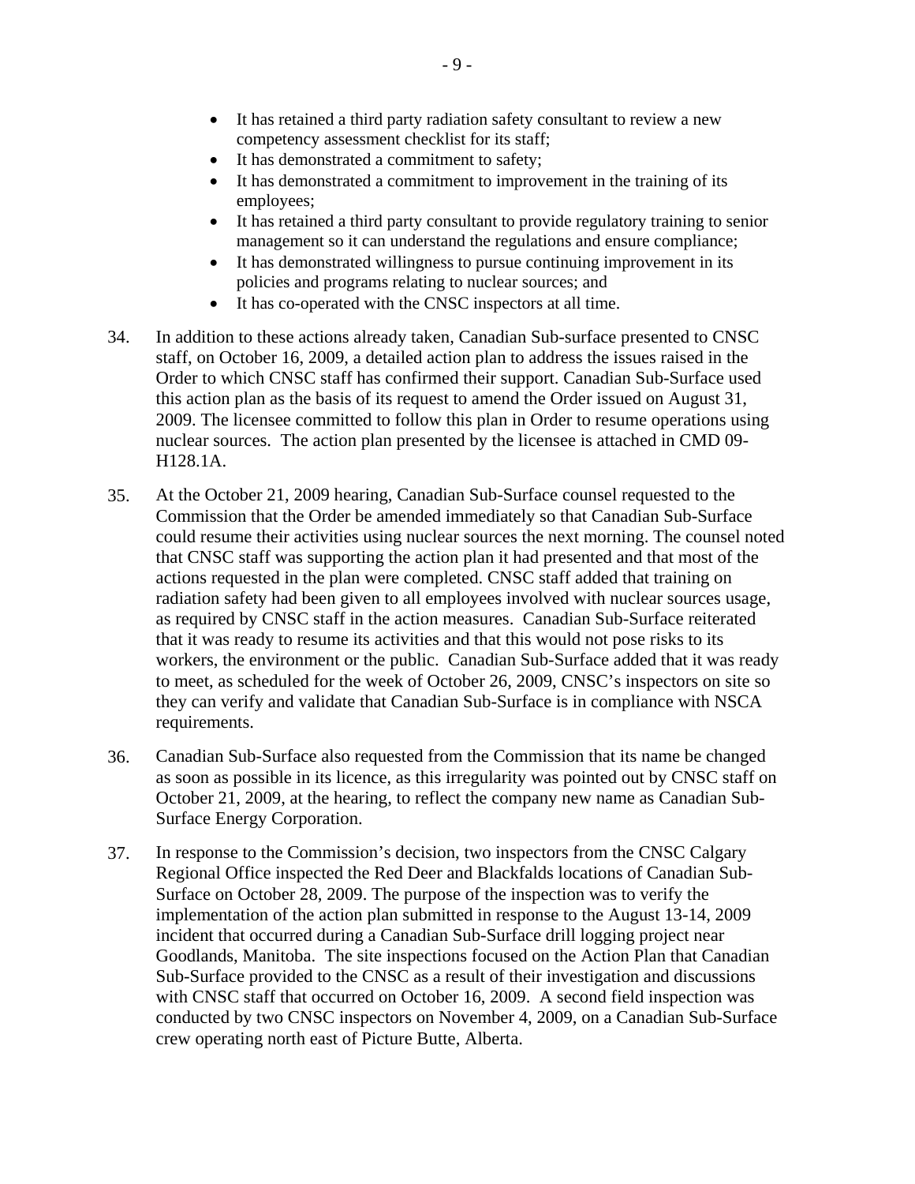- It has retained a third party radiation safety consultant to review a new competency assessment checklist for its staff;
- It has demonstrated a commitment to safety;
- It has demonstrated a commitment to improvement in the training of its employees;
- It has retained a third party consultant to provide regulatory training to senior management so it can understand the regulations and ensure compliance;
- It has demonstrated willingness to pursue continuing improvement in its policies and programs relating to nuclear sources; and
- It has co-operated with the CNSC inspectors at all time.

34. In addition to these actions already taken, Canadian Sub-surface presented to CNSC staff, on October 16, 2009, a detailed action plan to address the issues raised in the Order to which CNSC staff has confirmed their support. Canadian Sub-Surface used this action plan as the basis of its request to amend the Order issued on August 31, 2009. The licensee committed to follow this plan in Order to resume operations using nuclear sources. The action plan presented by the licensee is attached in CMD 09-H128.1A.

35. At the October 21, 2009 hearing, Canadian Sub-Surface counsel requested to the Commission that the Order be amended immediately so that Canadian Sub-Surface could resume their activities using nuclear sources the next morning. The counsel noted that CNSC staff was supporting the action plan it had presented and that most of the actions requested in the plan were completed. CNSC staff added that training on radiation safety had been given to all employees involved with nuclear sources usage, as required by CNSC staff in the action measures. Canadian Sub-Surface reiterated that it was ready to resume its activities and that this would not pose risks to its workers, the environment or the public. Canadian Sub-Surface added that it was ready to meet, as scheduled for the week of October 26, 2009, CNSC's inspectors on site so they can verify and validate that Canadian Sub-Surface is in compliance with NSCA requirements.

36. Canadian Sub-Surface also requested from the Commission that its name be changed as soon as possible in its licence, as this irregularity was pointed out by CNSC staff on October 21, 2009, at the hearing, to reflect the company new name as Canadian Sub-Surface Energy Corporation.

37. In response to the Commission's decision, two inspectors from the CNSC Calgary Regional Office inspected the Red Deer and Blackfalds locations of Canadian Sub-Surface on October 28, 2009. The purpose of the inspection was to verify the implementation of the action plan submitted in response to the August 13-14, 2009 incident that occurred during a Canadian Sub-Surface drill logging project near Goodlands, Manitoba. The site inspections focused on the Action Plan that Canadian Sub-Surface provided to the CNSC as a result of their investigation and discussions with CNSC staff that occurred on October 16, 2009. A second field inspection was conducted by two CNSC inspectors on November 4, 2009, on a Canadian Sub-Surface crew operating north east of Picture Butte, Alberta.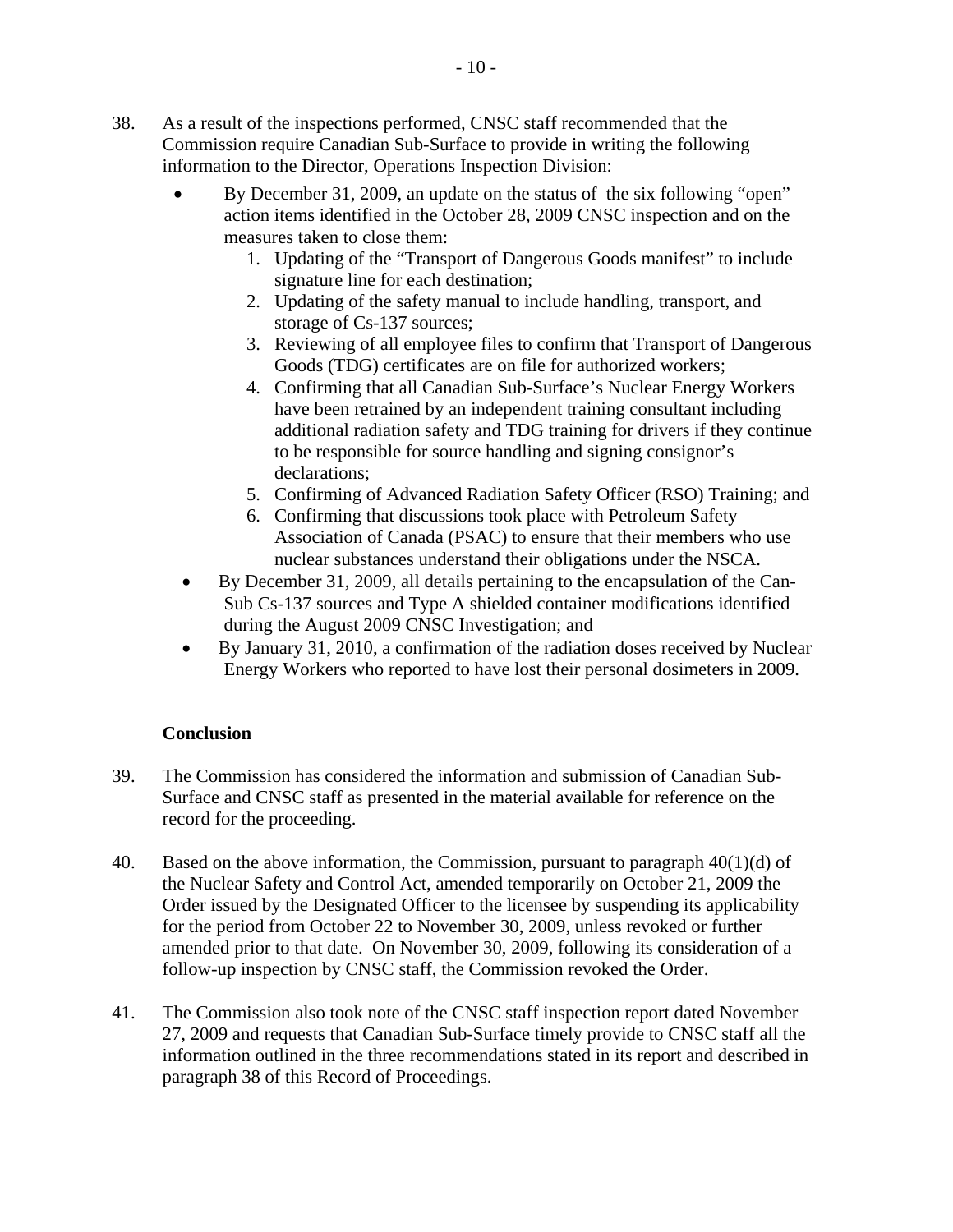38. As a result of the inspections performed, CNSC staff recommended that the Commission require Canadian Sub-Surface to provide in writing the following information to the Director, Operations Inspection Division:

    - By December 31, 2009, an update on the status of the six following "open" action items identified in the October 28, 2009 CNSC inspection and on the measures taken to close them:
        1. Updating of the "Transport of Dangerous Goods manifest" to include signature line for each destination;
        2. Updating of the safety manual to include handling, transport, and storage of Cs-137 sources;
        3. Reviewing of all employee files to confirm that Transport of Dangerous Goods (TDG) certificates are on file for authorized workers;
        4. Confirming that all Canadian Sub-Surface's Nuclear Energy Workers have been retrained by an independent training consultant including additional radiation safety and TDG training for drivers if they continue to be responsible for source handling and signing consignor's declarations;
        5. Confirming of Advanced Radiation Safety Officer (RSO) Training; and
        6. Confirming that discussions took place with Petroleum Safety Association of Canada (PSAC) to ensure that their members who use nuclear substances understand their obligations under the NSCA.
    - By December 31, 2009, all details pertaining to the encapsulation of the Can-Sub Cs-137 sources and Type A shielded container modifications identified during the August 2009 CNSC Investigation; and
    - By January 31, 2010, a confirmation of the radiation doses received by Nuclear Energy Workers who reported to have lost their personal dosimeters in 2009.

**Conclusion**

39. The Commission has considered the information and submission of Canadian Sub-Surface and CNSC staff as presented in the material available for reference on the record for the proceeding.

40. Based on the above information, the Commission, pursuant to paragraph 40(1)(d) of the Nuclear Safety and Control Act, amended temporarily on October 21, 2009 the Order issued by the Designated Officer to the licensee by suspending its applicability for the period from October 22 to November 30, 2009, unless revoked or further amended prior to that date. On November 30, 2009, following its consideration of a follow-up inspection by CNSC staff, the Commission revoked the Order.

41. The Commission also took note of the CNSC staff inspection report dated November 27, 2009 and requests that Canadian Sub-Surface timely provide to CNSC staff all the information outlined in the three recommendations stated in its report and described in paragraph 38 of this Record of Proceedings.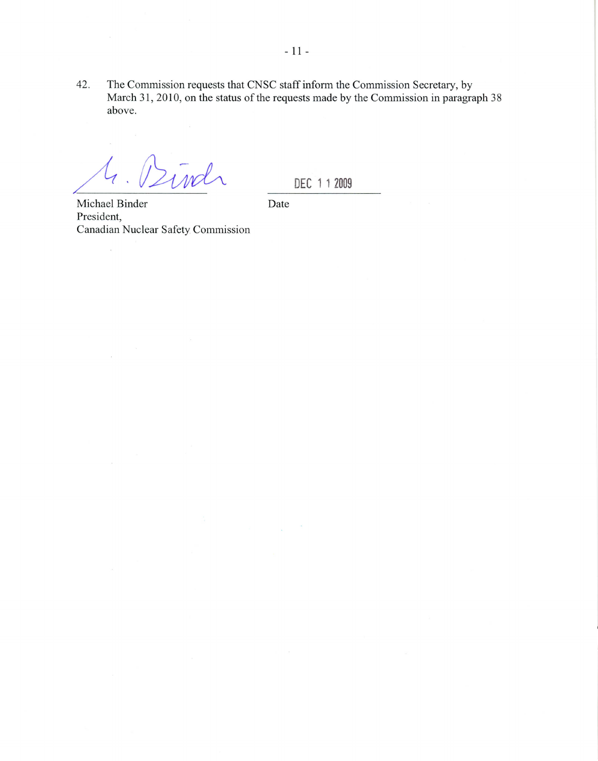42. The Commission requests that CNSC staff inform the Commission Secretary, by March 31, 2010, on the status of the requests made by the Commission in paragraph 38 above.

M. Binder

Michael Binder
President,
Canadian Nuclear Safety Commission

DEC 1 1 2009

Date